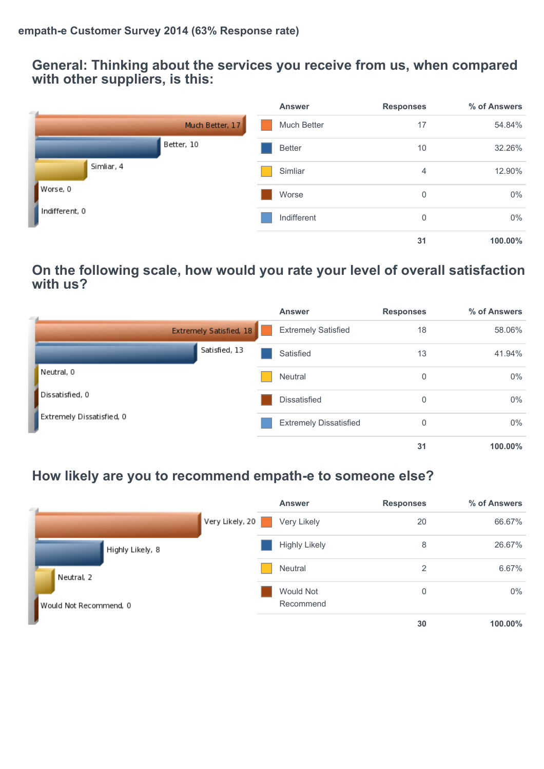**empath-e Customer Survey 2014 (63% Response rate)**

## General: Thinking about the services you receive from us, when compared with other suppliers, is this:

| Answer | Responses | % of Answers |
|---|---|---|
| Much Better | 17 | 54.84% |
| Better | 10 | 32.26% |
| Simliar | 4 | 12.90% |
| Worse | 0 | 0% |
| Indifferent | 0 | 0% |
| | **31** | **100.00%** |

## On the following scale, how would you rate your level of overall satisfaction with us?

| Answer | Responses | % of Answers |
|---|---|---|
| Extremely Satisfied | 18 | 58.06% |
| Satisfied | 13 | 41.94% |
| Neutral | 0 | 0% |
| Dissatisfied | 0 | 0% |
| Extremely Dissatisfied | 0 | 0% |
| | **31** | **100.00%** |

## How likely are you to recommend empath-e to someone else?

| Answer | Responses | % of Answers |
|---|---|---|
| Very Likely | 20 | 66.67% |
| Highly Likely | 8 | 26.67% |
| Neutral | 2 | 6.67% |
| Would Not Recommend | 0 | 0% |
| | **30** | **100.00%** |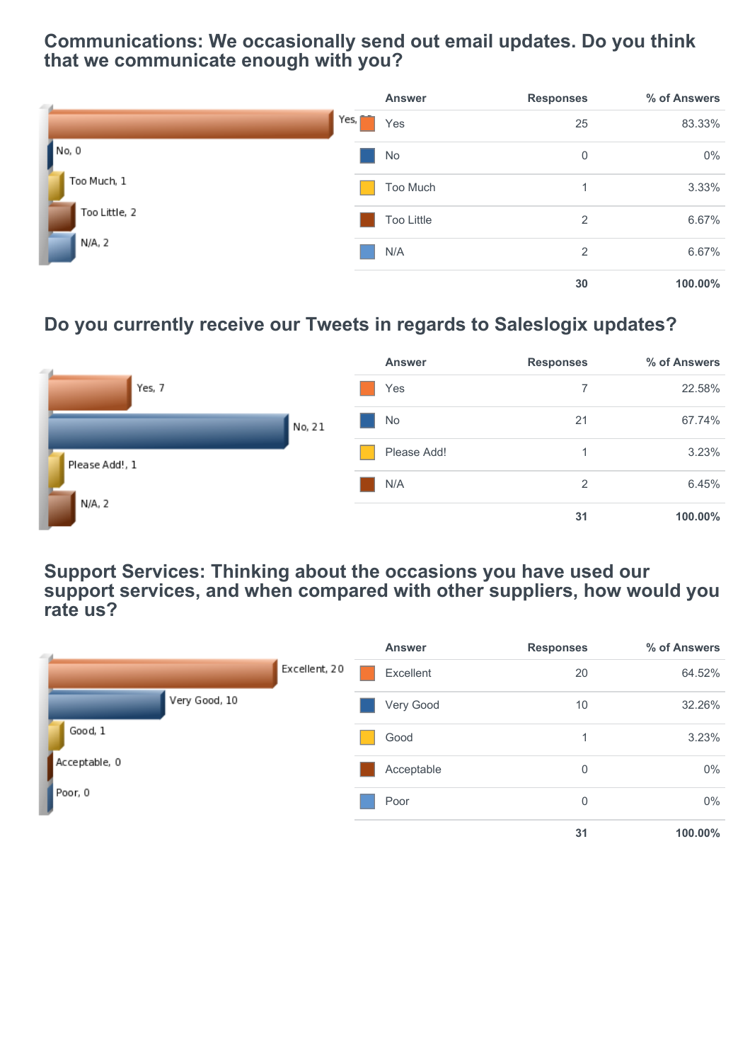## Communications: We occasionally send out email updates. Do you think that we communicate enough with you?

| Answer | Responses | % of Answers |
|---|---|---|
| Yes | 25 | 83.33% |
| No | 0 | 0% |
| Too Much | 1 | 3.33% |
| Too Little | 2 | 6.67% |
| N/A | 2 | 6.67% |
| | 30 | 100.00% |

## Do you currently receive our Tweets in regards to Saleslogix updates?

| Answer | Responses | % of Answers |
|---|---|---|
| Yes | 7 | 22.58% |
| No | 21 | 67.74% |
| Please Add! | 1 | 3.23% |
| N/A | 2 | 6.45% |
| | 31 | 100.00% |

## Support Services: Thinking about the occasions you have used our support services, and when compared with other suppliers, how would you rate us?

| Answer | Responses | % of Answers |
|---|---|---|
| Excellent | 20 | 64.52% |
| Very Good | 10 | 32.26% |
| Good | 1 | 3.23% |
| Acceptable | 0 | 0% |
| Poor | 0 | 0% |
| | 31 | 100.00% |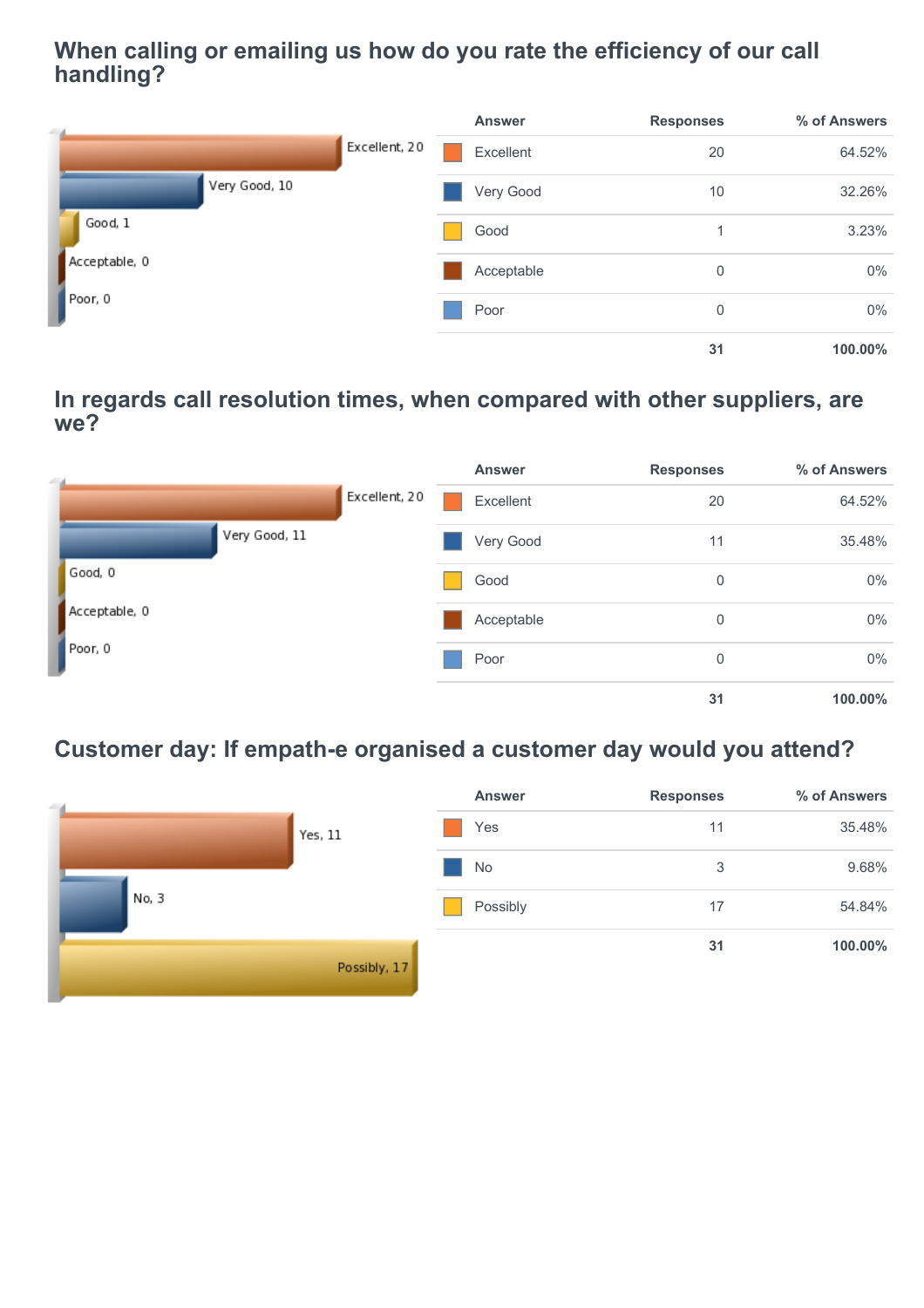## When calling or emailing us how do you rate the efficiency of our call handling?

Excellent, 20
Very Good, 10
Good, 1
Acceptable, 0
Poor, 0

| Answer | Responses | % of Answers |
|---|---|---|
| Excellent | 20 | 64.52% |
| Very Good | 10 | 32.26% |
| Good | 1 | 3.23% |
| Acceptable | 0 | 0% |
| Poor | 0 | 0% |
| | **31** | **100.00%** |

## In regards call resolution times, when compared with other suppliers, are we?

Excellent, 20
Very Good, 11
Good, 0
Acceptable, 0
Poor, 0

| Answer | Responses | % of Answers |
|---|---|---|
| Excellent | 20 | 64.52% |
| Very Good | 11 | 35.48% |
| Good | 0 | 0% |
| Acceptable | 0 | 0% |
| Poor | 0 | 0% |
| | **31** | **100.00%** |

## Customer day: If empath-e organised a customer day would you attend?

Yes, 11
No, 3
Possibly, 17

| Answer | Responses | % of Answers |
|---|---|---|
| Yes | 11 | 35.48% |
| No | 3 | 9.68% |
| Possibly | 17 | 54.84% |
| | **31** | **100.00%** |